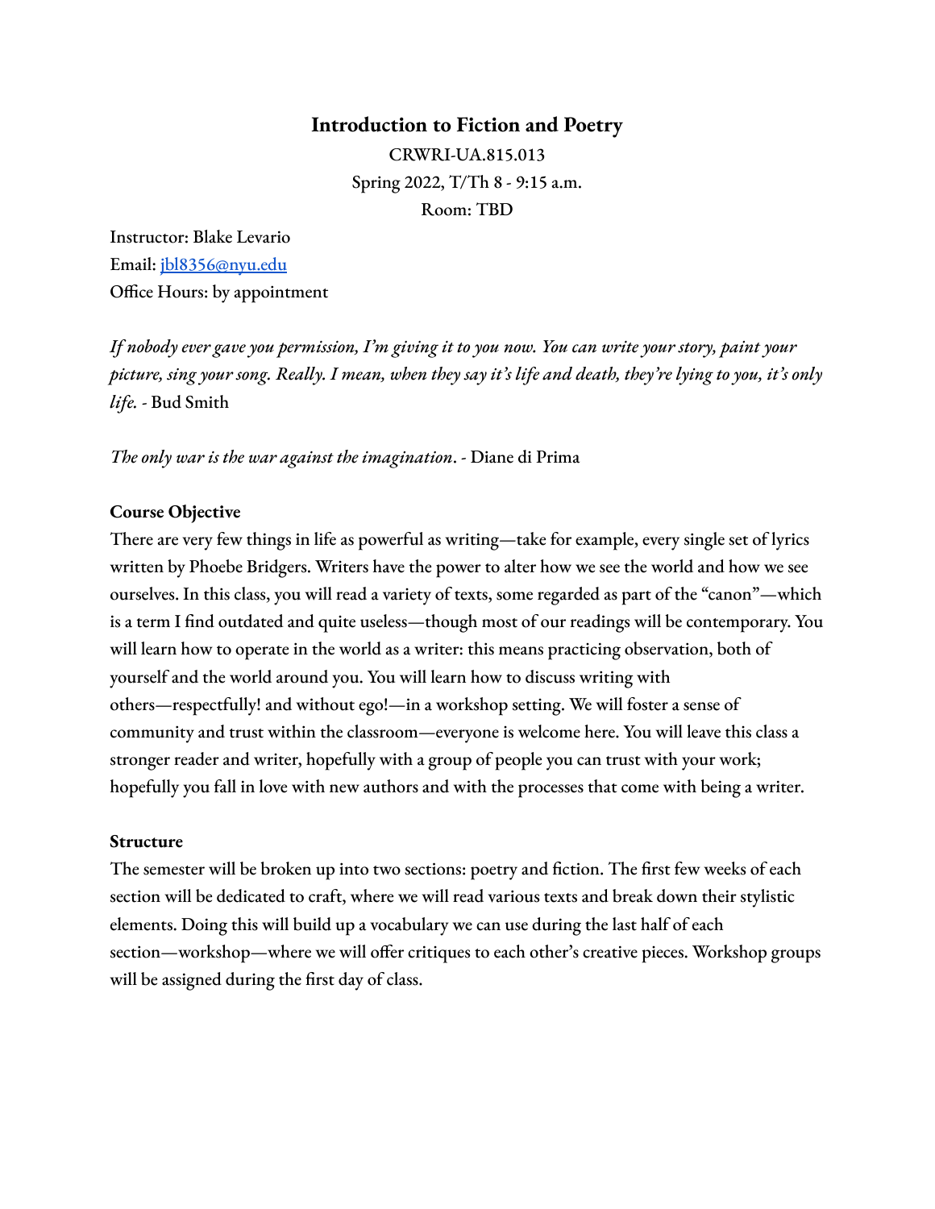# Introduction to Fiction and Poetry

CRWRI-UA.815.013
Spring 2022, T/Th 8 - 9:15 a.m.
Room: TBD

Instructor: Blake Levario
Email: jbl8356@nyu.edu
Office Hours: by appointment

*If nobody ever gave you permission, I'm giving it to you now. You can write your story, paint your picture, sing your song. Really. I mean, when they say it's life and death, they're lying to you, it's only life.* - Bud Smith

*The only war is the war against the imagination*. - Diane di Prima

**Course Objective**

There are very few things in life as powerful as writing—take for example, every single set of lyrics written by Phoebe Bridgers. Writers have the power to alter how we see the world and how we see ourselves. In this class, you will read a variety of texts, some regarded as part of the "canon"—which is a term I find outdated and quite useless—though most of our readings will be contemporary. You will learn how to operate in the world as a writer: this means practicing observation, both of yourself and the world around you. You will learn how to discuss writing with others—respectfully! and without ego!—in a workshop setting. We will foster a sense of community and trust within the classroom—everyone is welcome here. You will leave this class a stronger reader and writer, hopefully with a group of people you can trust with your work; hopefully you fall in love with new authors and with the processes that come with being a writer.

**Structure**

The semester will be broken up into two sections: poetry and fiction. The first few weeks of each section will be dedicated to craft, where we will read various texts and break down their stylistic elements. Doing this will build up a vocabulary we can use during the last half of each section—workshop—where we will offer critiques to each other's creative pieces. Workshop groups will be assigned during the first day of class.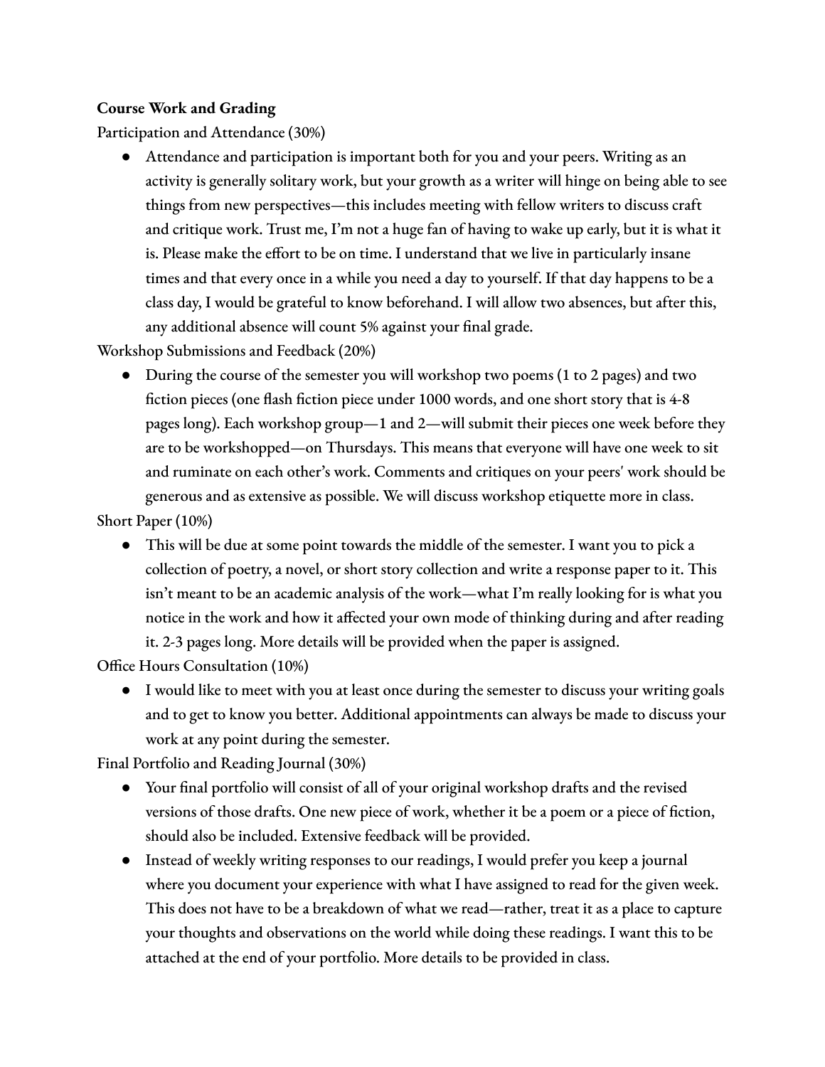**Course Work and Grading**

Participation and Attendance (30%)

- Attendance and participation is important both for you and your peers. Writing as an activity is generally solitary work, but your growth as a writer will hinge on being able to see things from new perspectives—this includes meeting with fellow writers to discuss craft and critique work. Trust me, I'm not a huge fan of having to wake up early, but it is what it is. Please make the effort to be on time. I understand that we live in particularly insane times and that every once in a while you need a day to yourself. If that day happens to be a class day, I would be grateful to know beforehand. I will allow two absences, but after this, any additional absence will count 5% against your final grade.

Workshop Submissions and Feedback (20%)

- During the course of the semester you will workshop two poems (1 to 2 pages) and two fiction pieces (one flash fiction piece under 1000 words, and one short story that is 4-8 pages long). Each workshop group—1 and 2—will submit their pieces one week before they are to be workshopped—on Thursdays. This means that everyone will have one week to sit and ruminate on each other's work. Comments and critiques on your peers' work should be generous and as extensive as possible. We will discuss workshop etiquette more in class.

Short Paper (10%)

- This will be due at some point towards the middle of the semester. I want you to pick a collection of poetry, a novel, or short story collection and write a response paper to it. This isn't meant to be an academic analysis of the work—what I'm really looking for is what you notice in the work and how it affected your own mode of thinking during and after reading it. 2-3 pages long. More details will be provided when the paper is assigned.

Office Hours Consultation (10%)

- I would like to meet with you at least once during the semester to discuss your writing goals and to get to know you better. Additional appointments can always be made to discuss your work at any point during the semester.

Final Portfolio and Reading Journal (30%)

- Your final portfolio will consist of all of your original workshop drafts and the revised versions of those drafts. One new piece of work, whether it be a poem or a piece of fiction, should also be included. Extensive feedback will be provided.
- Instead of weekly writing responses to our readings, I would prefer you keep a journal where you document your experience with what I have assigned to read for the given week. This does not have to be a breakdown of what we read—rather, treat it as a place to capture your thoughts and observations on the world while doing these readings. I want this to be attached at the end of your portfolio. More details to be provided in class.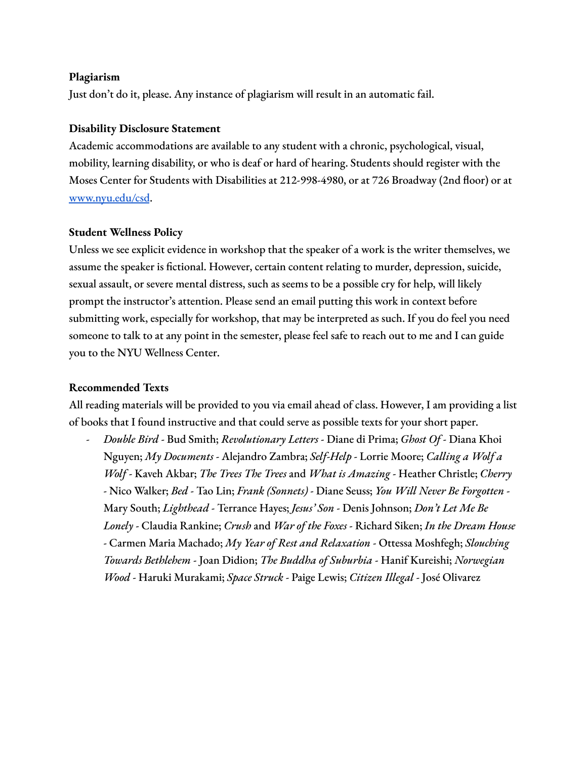**Plagiarism**

Just don't do it, please. Any instance of plagiarism will result in an automatic fail.

**Disability Disclosure Statement**

Academic accommodations are available to any student with a chronic, psychological, visual, mobility, learning disability, or who is deaf or hard of hearing. Students should register with the Moses Center for Students with Disabilities at 212-998-4980, or at 726 Broadway (2nd floor) or at [www.nyu.edu/csd](www.nyu.edu/csd).

**Student Wellness Policy**

Unless we see explicit evidence in workshop that the speaker of a work is the writer themselves, we assume the speaker is fictional. However, certain content relating to murder, depression, suicide, sexual assault, or severe mental distress, such as seems to be a possible cry for help, will likely prompt the instructor's attention. Please send an email putting this work in context before submitting work, especially for workshop, that may be interpreted as such. If you do feel you need someone to talk to at any point in the semester, please feel safe to reach out to me and I can guide you to the NYU Wellness Center.

**Recommended Texts**

All reading materials will be provided to you via email ahead of class. However, I am providing a list of books that I found instructive and that could serve as possible texts for your short paper.

- *Double Bird* - Bud Smith; *Revolutionary Letters* - Diane di Prima; *Ghost Of* - Diana Khoi Nguyen; *My Documents* - Alejandro Zambra; *Self-Help* - Lorrie Moore; *Calling a Wolf a Wolf* - Kaveh Akbar; *The Trees The Trees* and *What is Amazing* - Heather Christle; *Cherry* - Nico Walker; *Bed* - Tao Lin; *Frank (Sonnets)* - Diane Seuss; *You Will Never Be Forgotten* - Mary South; *Lighthead* - Terrance Hayes; *Jesus' Son* - Denis Johnson; *Don't Let Me Be Lonely* - Claudia Rankine; *Crush* and *War of the Foxes* - Richard Siken; *In the Dream House* - Carmen Maria Machado; *My Year of Rest and Relaxation* - Ottessa Moshfegh; *Slouching Towards Bethlehem* - Joan Didion; *The Buddha of Suburbia* - Hanif Kureishi; *Norwegian Wood* - Haruki Murakami; *Space Struck* - Paige Lewis; *Citizen Illegal* - José Olivarez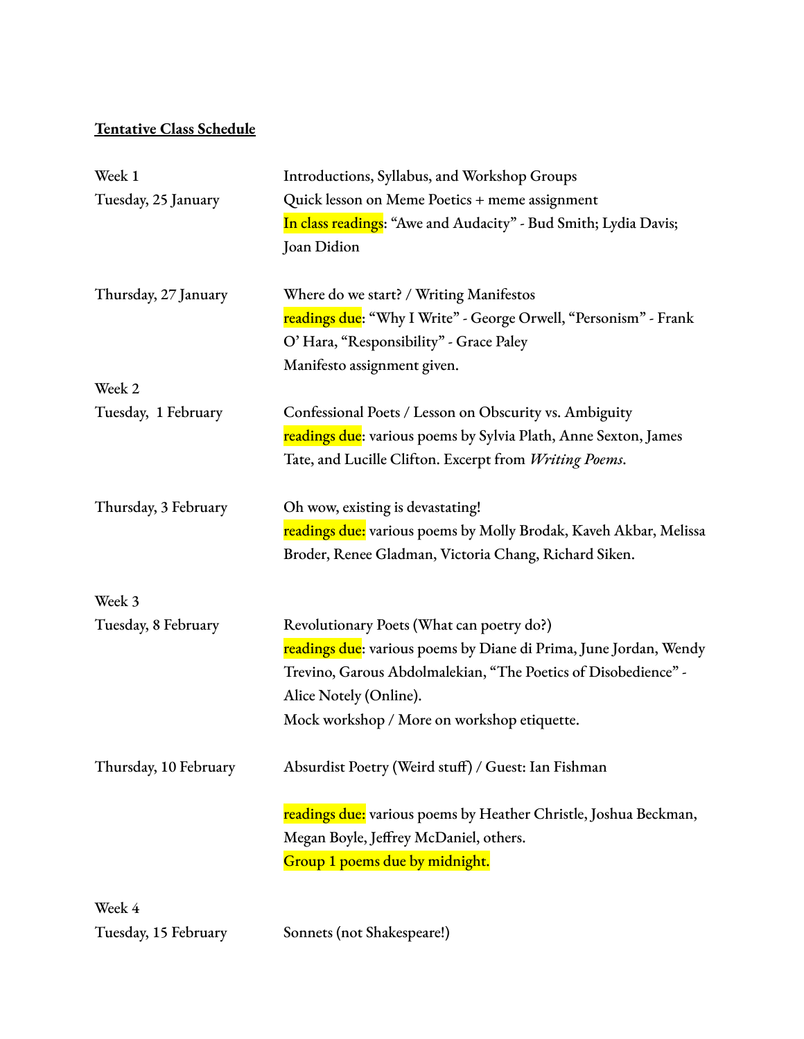**<u>Tentative Class Schedule</u>**

| | |
|---|---|
| Week 1<br>Tuesday, 25 January | Introductions, Syllabus, and Workshop Groups<br>Quick lesson on Meme Poetics + meme assignment<br>In class readings: "Awe and Audacity" - Bud Smith; Lydia Davis; Joan Didion |
| Thursday, 27 January | Where do we start? / Writing Manifestos<br>readings due: "Why I Write" - George Orwell, "Personism" - Frank O' Hara, "Responsibility" - Grace Paley<br>Manifesto assignment given. |
| Week 2<br>Tuesday, 1 February | Confessional Poets / Lesson on Obscurity vs. Ambiguity<br>readings due: various poems by Sylvia Plath, Anne Sexton, James Tate, and Lucille Clifton. Excerpt from *Writing Poems*. |
| Thursday, 3 February | Oh wow, existing is devastating!<br>readings due: various poems by Molly Brodak, Kaveh Akbar, Melissa Broder, Renee Gladman, Victoria Chang, Richard Siken. |
| Week 3<br>Tuesday, 8 February | Revolutionary Poets (What can poetry do?)<br>readings due: various poems by Diane di Prima, June Jordan, Wendy Trevino, Garous Abdolmalekian, "The Poetics of Disobedience" - Alice Notely (Online).<br>Mock workshop / More on workshop etiquette. |
| Thursday, 10 February | Absurdist Poetry (Weird stuff) / Guest: Ian Fishman<br><br>readings due: various poems by Heather Christle, Joshua Beckman, Megan Boyle, Jeffrey McDaniel, others.<br>Group 1 poems due by midnight. |
| Week 4<br>Tuesday, 15 February | Sonnets (not Shakespeare!) |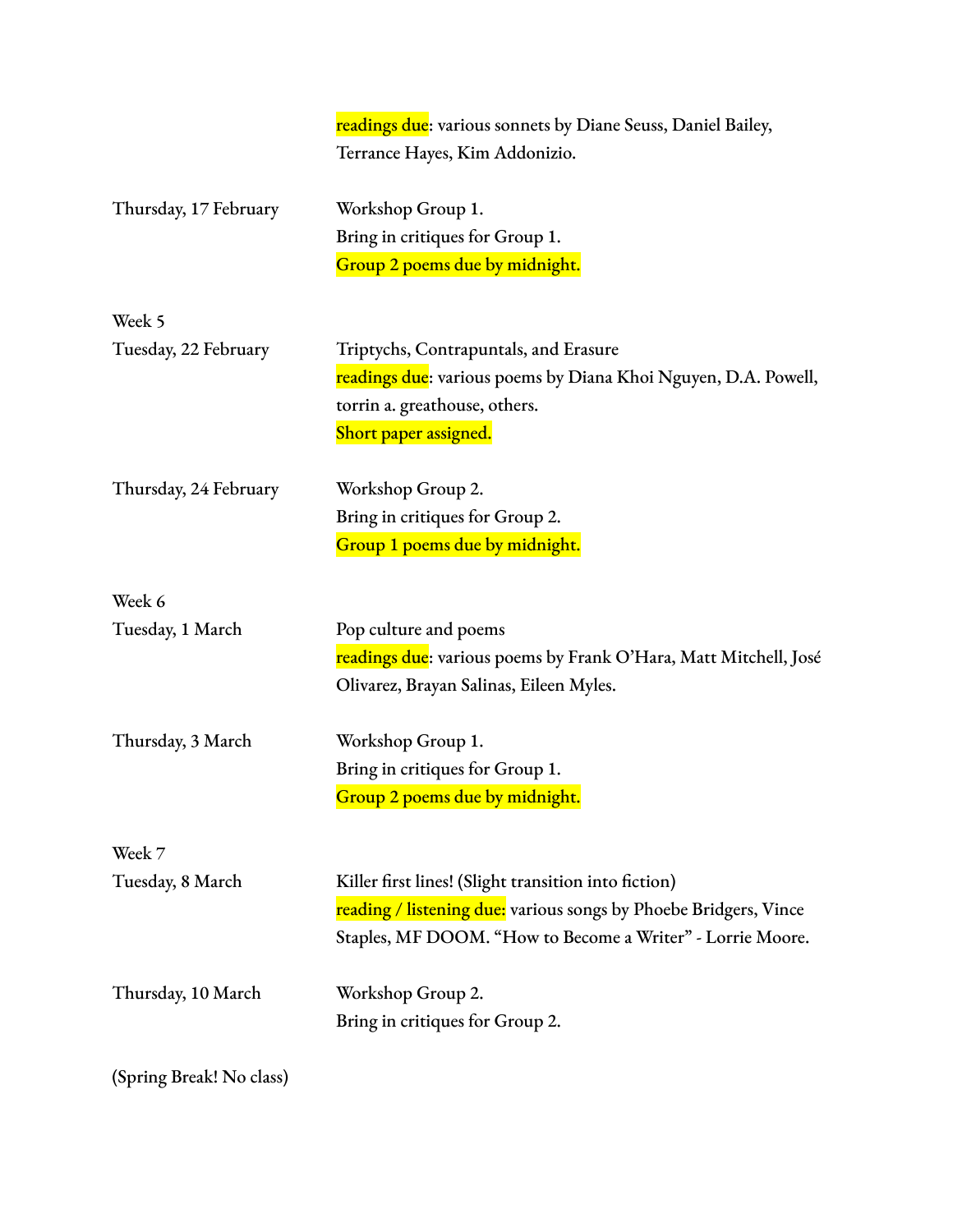readings due: various sonnets by Diane Seuss, Daniel Bailey, Terrance Hayes, Kim Addonizio.

Thursday, 17 February

Workshop Group 1.
Bring in critiques for Group 1.
Group 2 poems due by midnight.

Week 5

Tuesday, 22 February

Triptychs, Contrapuntals, and Erasure
readings due: various poems by Diana Khoi Nguyen, D.A. Powell, torrin a. greathouse, others.
Short paper assigned.

Thursday, 24 February

Workshop Group 2.
Bring in critiques for Group 2.
Group 1 poems due by midnight.

Week 6

Tuesday, 1 March

Pop culture and poems
readings due: various poems by Frank O'Hara, Matt Mitchell, José Olivarez, Brayan Salinas, Eileen Myles.

Thursday, 3 March

Workshop Group 1.
Bring in critiques for Group 1.
Group 2 poems due by midnight.

Week 7

Tuesday, 8 March

Killer first lines! (Slight transition into fiction)
reading / listening due: various songs by Phoebe Bridgers, Vince Staples, MF DOOM. "How to Become a Writer" - Lorrie Moore.

Thursday, 10 March

Workshop Group 2.
Bring in critiques for Group 2.

(Spring Break! No class)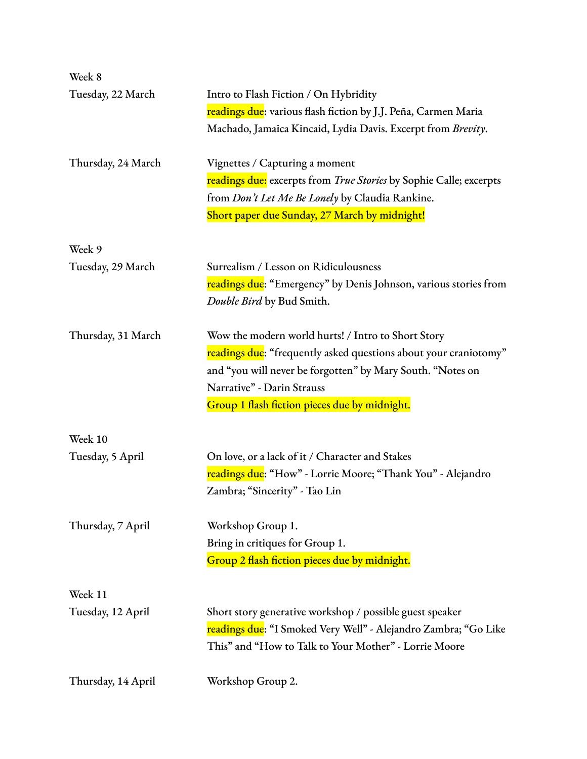Week 8

| | |
|---|---|
| Tuesday, 22 March | Intro to Flash Fiction / On Hybridity<br>readings due: various flash fiction by J.J. Peña, Carmen Maria Machado, Jamaica Kincaid, Lydia Davis. Excerpt from *Brevity*. |
| Thursday, 24 March | Vignettes / Capturing a moment<br>readings due: excerpts from *True Stories* by Sophie Calle; excerpts from *Don't Let Me Be Lonely* by Claudia Rankine.<br>Short paper due Sunday, 27 March by midnight! |

Week 9

| | |
|---|---|
| Tuesday, 29 March | Surrealism / Lesson on Ridiculousness<br>readings due: "Emergency" by Denis Johnson, various stories from *Double Bird* by Bud Smith. |
| Thursday, 31 March | Wow the modern world hurts! / Intro to Short Story<br>readings due: "frequently asked questions about your craniotomy" and "you will never be forgotten" by Mary South. "Notes on Narrative" - Darin Strauss<br>Group 1 flash fiction pieces due by midnight. |

Week 10

| | |
|---|---|
| Tuesday, 5 April | On love, or a lack of it / Character and Stakes<br>readings due: "How" - Lorrie Moore; "Thank You" - Alejandro Zambra; "Sincerity" - Tao Lin |
| Thursday, 7 April | Workshop Group 1.<br>Bring in critiques for Group 1.<br>Group 2 flash fiction pieces due by midnight. |

Week 11

| | |
|---|---|
| Tuesday, 12 April | Short story generative workshop / possible guest speaker<br>readings due: "I Smoked Very Well" - Alejandro Zambra; "Go Like This" and "How to Talk to Your Mother" - Lorrie Moore |
| Thursday, 14 April | Workshop Group 2. |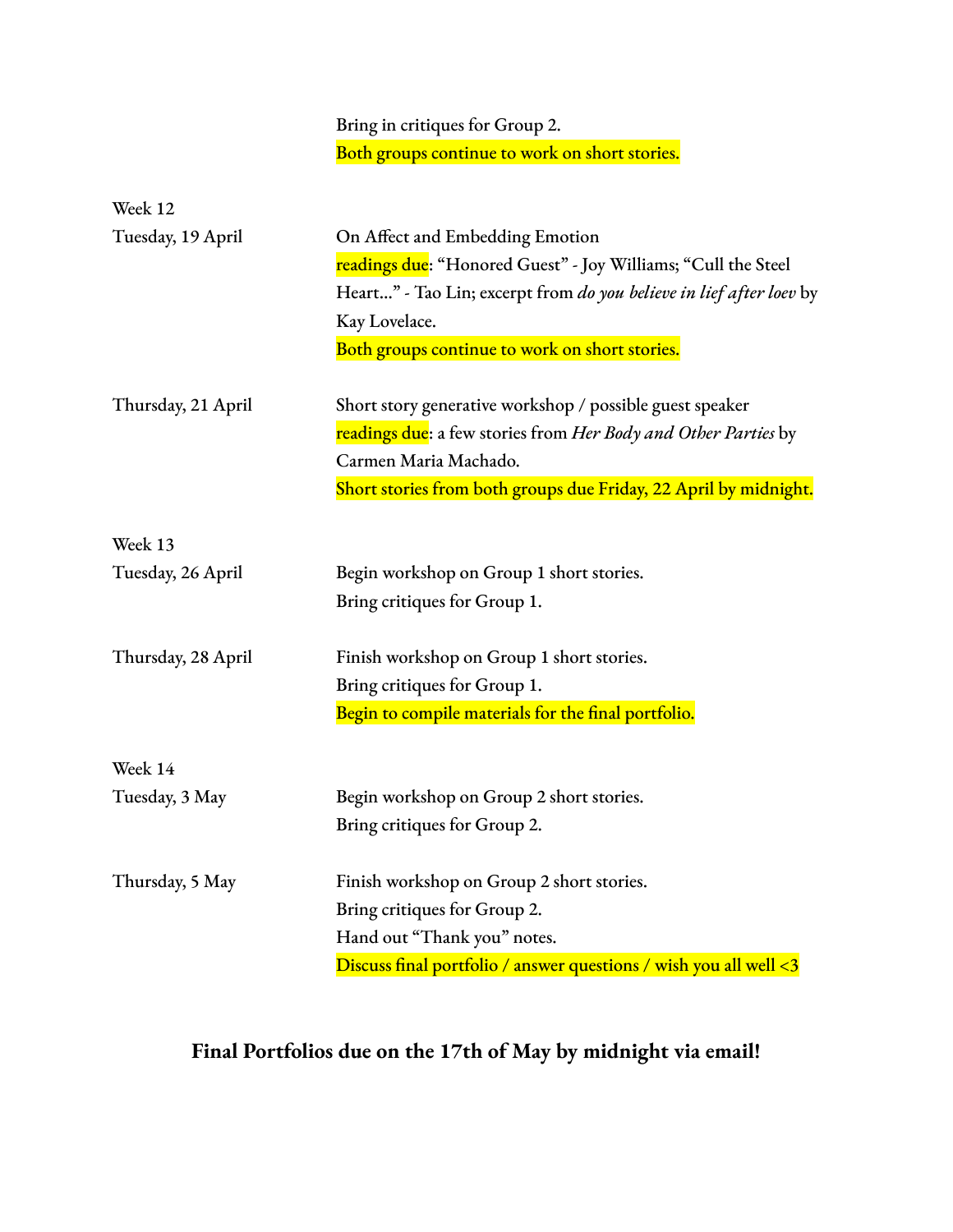| | |
|---|---|
| | Bring in critiques for Group 2.<br>Both groups continue to work on short stories. |
| Week 12<br>Tuesday, 19 April | On Affect and Embedding Emotion<br>readings due: “Honored Guest” - Joy Williams; “Cull the Steel Heart…” - Tao Lin; excerpt from *do you believe in lief after loev* by Kay Lovelace.<br>Both groups continue to work on short stories. |
| Thursday, 21 April | Short story generative workshop / possible guest speaker<br>readings due: a few stories from *Her Body and Other Parties* by Carmen Maria Machado.<br>Short stories from both groups due Friday, 22 April by midnight. |
| Week 13<br>Tuesday, 26 April | Begin workshop on Group 1 short stories.<br>Bring critiques for Group 1. |
| Thursday, 28 April | Finish workshop on Group 1 short stories.<br>Bring critiques for Group 1.<br>Begin to compile materials for the final portfolio. |
| Week 14<br>Tuesday, 3 May | Begin workshop on Group 2 short stories.<br>Bring critiques for Group 2. |
| Thursday, 5 May | Finish workshop on Group 2 short stories.<br>Bring critiques for Group 2.<br>Hand out “Thank you” notes.<br>Discuss final portfolio / answer questions / wish you all well <3 |

**Final Portfolios due on the 17th of May by midnight via email!**